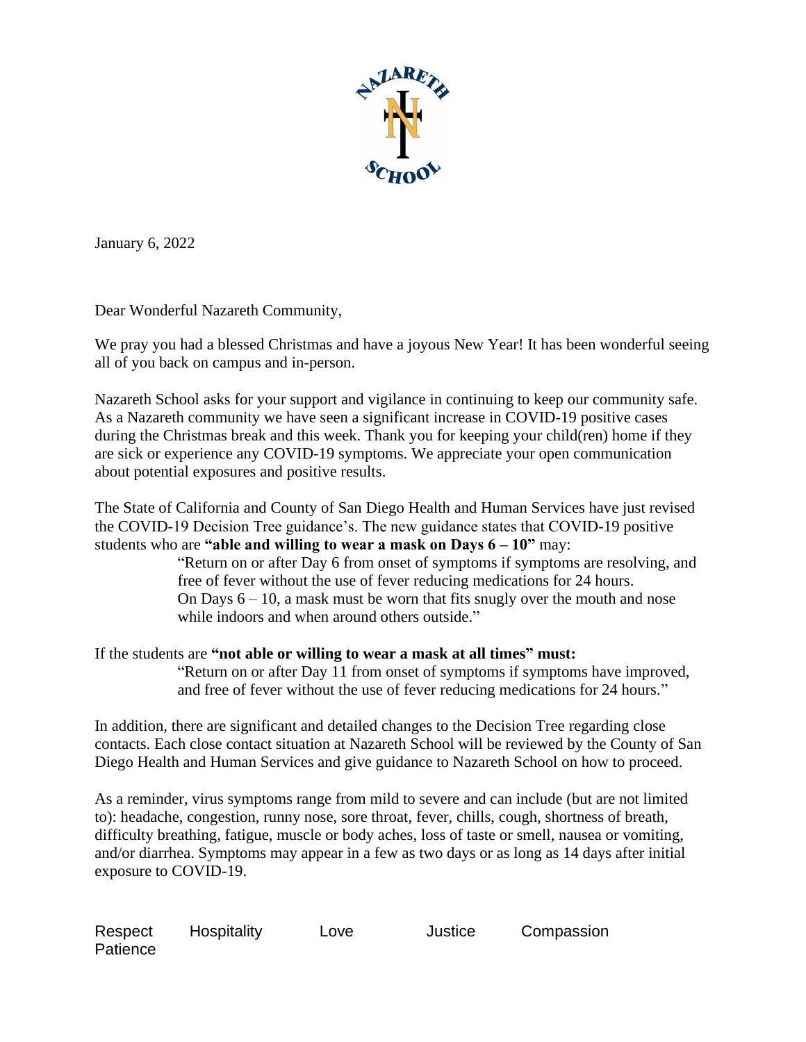January 6, 2022

Dear Wonderful Nazareth Community,

We pray you had a blessed Christmas and have a joyous New Year! It has been wonderful seeing all of you back on campus and in-person.

Nazareth School asks for your support and vigilance in continuing to keep our community safe. As a Nazareth community we have seen a significant increase in COVID-19 positive cases during the Christmas break and this week. Thank you for keeping your child(ren) home if they are sick or experience any COVID-19 symptoms. We appreciate your open communication about potential exposures and positive results.

The State of California and County of San Diego Health and Human Services have just revised the COVID-19 Decision Tree guidance's. The new guidance states that COVID-19 positive students who are **"able and willing to wear a mask on Days 6 – 10"** may:

> "Return on or after Day 6 from onset of symptoms if symptoms are resolving, and free of fever without the use of fever reducing medications for 24 hours. On Days 6 – 10, a mask must be worn that fits snugly over the mouth and nose while indoors and when around others outside."

If the students are **"not able or willing to wear a mask at all times" must:**

> "Return on or after Day 11 from onset of symptoms if symptoms have improved, and free of fever without the use of fever reducing medications for 24 hours."

In addition, there are significant and detailed changes to the Decision Tree regarding close contacts. Each close contact situation at Nazareth School will be reviewed by the County of San Diego Health and Human Services and give guidance to Nazareth School on how to proceed.

As a reminder, virus symptoms range from mild to severe and can include (but are not limited to): headache, congestion, runny nose, sore throat, fever, chills, cough, shortness of breath, difficulty breathing, fatigue, muscle or body aches, loss of taste or smell, nausea or vomiting, and/or diarrhea. Symptoms may appear in a few as two days or as long as 14 days after initial exposure to COVID-19.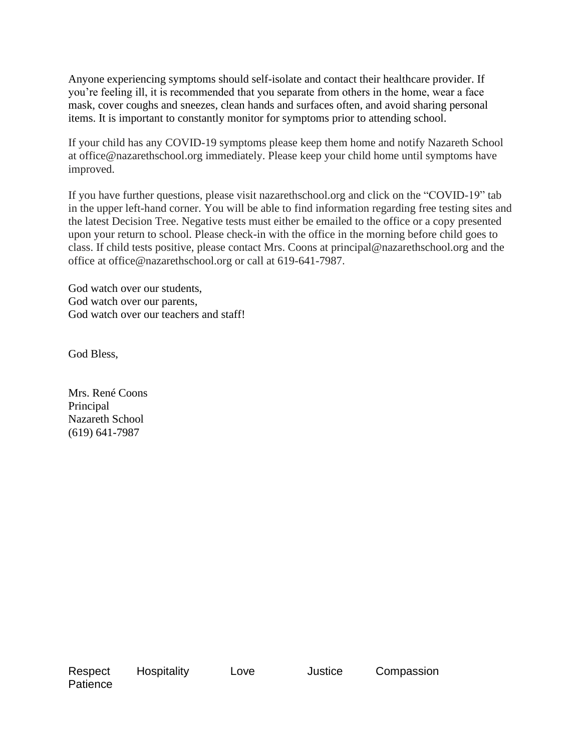Anyone experiencing symptoms should self-isolate and contact their healthcare provider. If you're feeling ill, it is recommended that you separate from others in the home, wear a face mask, cover coughs and sneezes, clean hands and surfaces often, and avoid sharing personal items. It is important to constantly monitor for symptoms prior to attending school.

If your child has any COVID-19 symptoms please keep them home and notify Nazareth School at office@nazarethschool.org immediately. Please keep your child home until symptoms have improved.

If you have further questions, please visit nazarethschool.org and click on the "COVID-19" tab in the upper left-hand corner. You will be able to find information regarding free testing sites and the latest Decision Tree. Negative tests must either be emailed to the office or a copy presented upon your return to school. Please check-in with the office in the morning before child goes to class. If child tests positive, please contact Mrs. Coons at principal@nazarethschool.org and the office at office@nazarethschool.org or call at 619-641-7987.

God watch over our students,  
God watch over our parents,  
God watch over our teachers and staff!

God Bless,

Mrs. René Coons  
Principal  
Nazareth School  
(619) 641-7987

Respect Hospitality Love Justice Compassion Patience